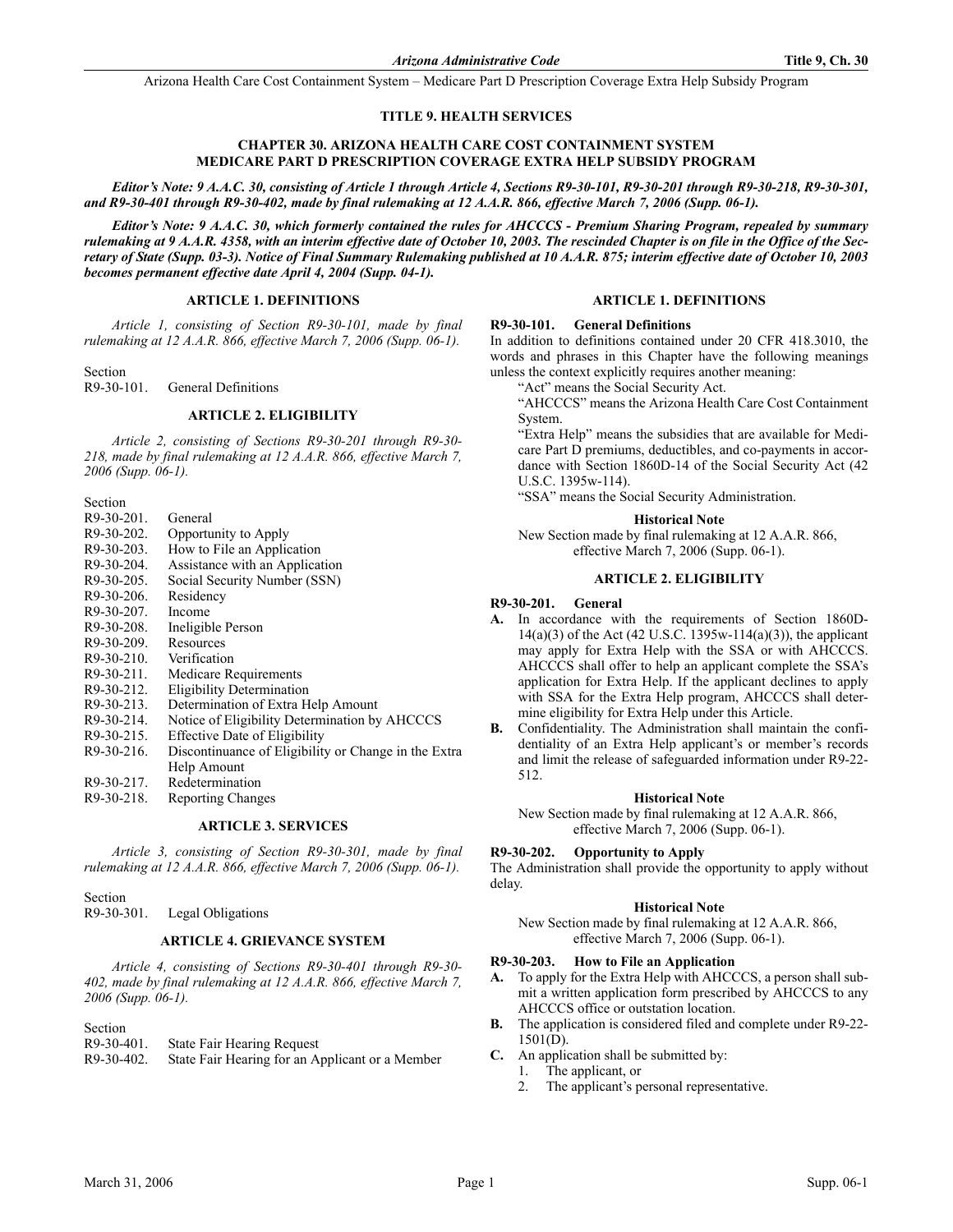# TITLE 9. HEALTH SERVICES

## CHAPTER 30. ARIZONA HEALTH CARE COST CONTAINMENT SYSTEM MEDICARE PART D PRESCRIPTION COVERAGE EXTRA HELP SUBSIDY PROGRAM

***Editor's Note: 9 A.A.C. 30, consisting of Article 1 through Article 4, Sections R9-30-101, R9-30-201 through R9-30-218, R9-30-301, and R9-30-401 through R9-30-402, made by final rulemaking at 12 A.A.R. 866, effective March 7, 2006 (Supp. 06-1).***

***Editor's Note: 9 A.A.C. 30, which formerly contained the rules for AHCCCS - Premium Sharing Program, repealed by summary rulemaking at 9 A.A.R. 4358, with an interim effective date of October 10, 2003. The rescinded Chapter is on file in the Office of the Secretary of State (Supp. 03-3). Notice of Final Summary Rulemaking published at 10 A.A.R. 875; interim effective date of October 10, 2003 becomes permanent effective date April 4, 2004 (Supp. 04-1).***

### ARTICLE 1. DEFINITIONS

*Article 1, consisting of Section R9-30-101, made by final rulemaking at 12 A.A.R. 866, effective March 7, 2006 (Supp. 06-1).*

Section
R9-30-101. General Definitions

### ARTICLE 2. ELIGIBILITY

*Article 2, consisting of Sections R9-30-201 through R9-30-218, made by final rulemaking at 12 A.A.R. 866, effective March 7, 2006 (Supp. 06-1).*

Section
R9-30-201. General
R9-30-202. Opportunity to Apply
R9-30-203. How to File an Application
R9-30-204. Assistance with an Application
R9-30-205. Social Security Number (SSN)
R9-30-206. Residency
R9-30-207. Income
R9-30-208. Ineligible Person
R9-30-209. Resources
R9-30-210. Verification
R9-30-211. Medicare Requirements
R9-30-212. Eligibility Determination
R9-30-213. Determination of Extra Help Amount
R9-30-214. Notice of Eligibility Determination by AHCCCS
R9-30-215. Effective Date of Eligibility
R9-30-216. Discontinuance of Eligibility or Change in the Extra Help Amount
R9-30-217. Redetermination
R9-30-218. Reporting Changes

### ARTICLE 3. SERVICES

*Article 3, consisting of Section R9-30-301, made by final rulemaking at 12 A.A.R. 866, effective March 7, 2006 (Supp. 06-1).*

Section
R9-30-301. Legal Obligations

### ARTICLE 4. GRIEVANCE SYSTEM

*Article 4, consisting of Sections R9-30-401 through R9-30-402, made by final rulemaking at 12 A.A.R. 866, effective March 7, 2006 (Supp. 06-1).*

Section
R9-30-401. State Fair Hearing Request
R9-30-402. State Fair Hearing for an Applicant or a Member

### ARTICLE 1. DEFINITIONS

**R9-30-101. General Definitions**

In addition to definitions contained under 20 CFR 418.3010, the words and phrases in this Chapter have the following meanings unless the context explicitly requires another meaning:

"Act" means the Social Security Act.

"AHCCCS" means the Arizona Health Care Cost Containment System.

"Extra Help" means the subsidies that are available for Medicare Part D premiums, deductibles, and co-payments in accordance with Section 1860D-14 of the Social Security Act (42 U.S.C. 1395w-114).

"SSA" means the Social Security Administration.

**Historical Note**

New Section made by final rulemaking at 12 A.A.R. 866, effective March 7, 2006 (Supp. 06-1).

### ARTICLE 2. ELIGIBILITY

**R9-30-201. General**

**A.** In accordance with the requirements of Section 1860D-14(a)(3) of the Act (42 U.S.C. 1395w-114(a)(3)), the applicant may apply for Extra Help with the SSA or with AHCCCS. AHCCCS shall offer to help an applicant complete the SSA's application for Extra Help. If the applicant declines to apply with SSA for the Extra Help program, AHCCCS shall determine eligibility for Extra Help under this Article.

**B.** Confidentiality. The Administration shall maintain the confidentiality of an Extra Help applicant's or member's records and limit the release of safeguarded information under R9-22-512.

**Historical Note**

New Section made by final rulemaking at 12 A.A.R. 866, effective March 7, 2006 (Supp. 06-1).

**R9-30-202. Opportunity to Apply**

The Administration shall provide the opportunity to apply without delay.

**Historical Note**

New Section made by final rulemaking at 12 A.A.R. 866, effective March 7, 2006 (Supp. 06-1).

**R9-30-203. How to File an Application**

**A.** To apply for the Extra Help with AHCCCS, a person shall submit a written application form prescribed by AHCCCS to any AHCCCS office or outstation location.

**B.** The application is considered filed and complete under R9-22-1501(D).

**C.** An application shall be submitted by:
1. The applicant, or
2. The applicant's personal representative.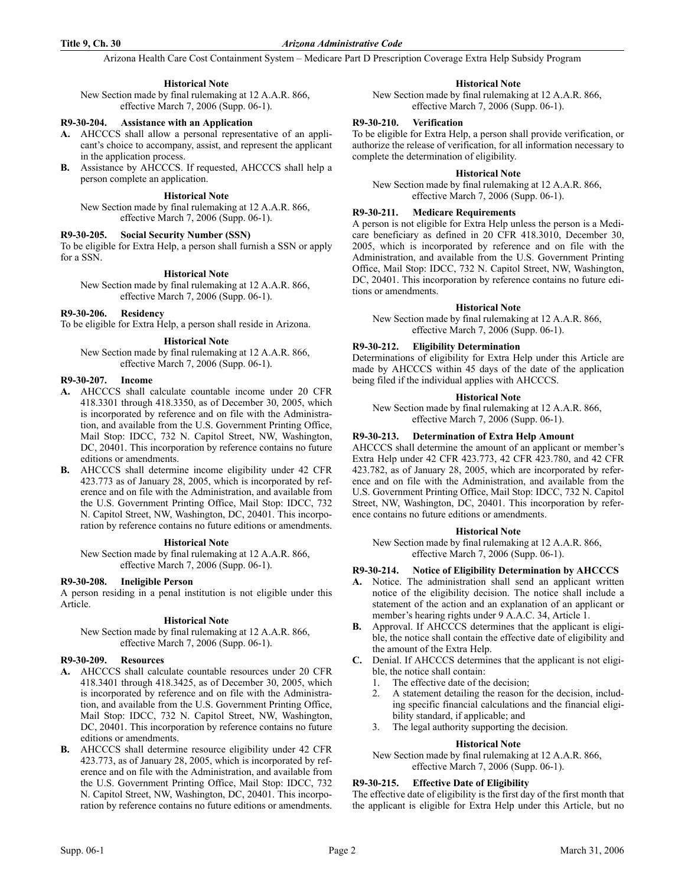#### Historical Note

New Section made by final rulemaking at 12 A.A.R. 866, effective March 7, 2006 (Supp. 06-1).

### R9-30-204. Assistance with an Application

**A.** AHCCCS shall allow a personal representative of an applicant's choice to accompany, assist, and represent the applicant in the application process.

**B.** Assistance by AHCCCS. If requested, AHCCCS shall help a person complete an application.

#### Historical Note

New Section made by final rulemaking at 12 A.A.R. 866, effective March 7, 2006 (Supp. 06-1).

### R9-30-205. Social Security Number (SSN)

To be eligible for Extra Help, a person shall furnish a SSN or apply for a SSN.

#### Historical Note

New Section made by final rulemaking at 12 A.A.R. 866, effective March 7, 2006 (Supp. 06-1).

### R9-30-206. Residency

To be eligible for Extra Help, a person shall reside in Arizona.

#### Historical Note

New Section made by final rulemaking at 12 A.A.R. 866, effective March 7, 2006 (Supp. 06-1).

### R9-30-207. Income

**A.** AHCCCS shall calculate countable income under 20 CFR 418.3301 through 418.3350, as of December 30, 2005, which is incorporated by reference and on file with the Administration, and available from the U.S. Government Printing Office, Mail Stop: IDCC, 732 N. Capitol Street, NW, Washington, DC, 20401. This incorporation by reference contains no future editions or amendments.

**B.** AHCCCS shall determine income eligibility under 42 CFR 423.773 as of January 28, 2005, which is incorporated by reference and on file with the Administration, and available from the U.S. Government Printing Office, Mail Stop: IDCC, 732 N. Capitol Street, NW, Washington, DC, 20401. This incorporation by reference contains no future editions or amendments.

#### Historical Note

New Section made by final rulemaking at 12 A.A.R. 866, effective March 7, 2006 (Supp. 06-1).

### R9-30-208. Ineligible Person

A person residing in a penal institution is not eligible under this Article.

#### Historical Note

New Section made by final rulemaking at 12 A.A.R. 866, effective March 7, 2006 (Supp. 06-1).

### R9-30-209. Resources

**A.** AHCCCS shall calculate countable resources under 20 CFR 418.3401 through 418.3425, as of December 30, 2005, which is incorporated by reference and on file with the Administration, and available from the U.S. Government Printing Office, Mail Stop: IDCC, 732 N. Capitol Street, NW, Washington, DC, 20401. This incorporation by reference contains no future editions or amendments.

**B.** AHCCCS shall determine resource eligibility under 42 CFR 423.773, as of January 28, 2005, which is incorporated by reference and on file with the Administration, and available from the U.S. Government Printing Office, Mail Stop: IDCC, 732 N. Capitol Street, NW, Washington, DC, 20401. This incorporation by reference contains no future editions or amendments.

#### Historical Note

New Section made by final rulemaking at 12 A.A.R. 866, effective March 7, 2006 (Supp. 06-1).

### R9-30-210. Verification

To be eligible for Extra Help, a person shall provide verification, or authorize the release of verification, for all information necessary to complete the determination of eligibility.

#### Historical Note

New Section made by final rulemaking at 12 A.A.R. 866, effective March 7, 2006 (Supp. 06-1).

### R9-30-211. Medicare Requirements

A person is not eligible for Extra Help unless the person is a Medicare beneficiary as defined in 20 CFR 418.3010, December 30, 2005, which is incorporated by reference and on file with the Administration, and available from the U.S. Government Printing Office, Mail Stop: IDCC, 732 N. Capitol Street, NW, Washington, DC, 20401. This incorporation by reference contains no future editions or amendments.

#### Historical Note

New Section made by final rulemaking at 12 A.A.R. 866, effective March 7, 2006 (Supp. 06-1).

### R9-30-212. Eligibility Determination

Determinations of eligibility for Extra Help under this Article are made by AHCCCS within 45 days of the date of the application being filed if the individual applies with AHCCCS.

#### Historical Note

New Section made by final rulemaking at 12 A.A.R. 866, effective March 7, 2006 (Supp. 06-1).

### R9-30-213. Determination of Extra Help Amount

AHCCCS shall determine the amount of an applicant or member's Extra Help under 42 CFR 423.773, 42 CFR 423.780, and 42 CFR 423.782, as of January 28, 2005, which are incorporated by reference and on file with the Administration, and available from the U.S. Government Printing Office, Mail Stop: IDCC, 732 N. Capitol Street, NW, Washington, DC, 20401. This incorporation by reference contains no future editions or amendments.

#### Historical Note

New Section made by final rulemaking at 12 A.A.R. 866, effective March 7, 2006 (Supp. 06-1).

### R9-30-214. Notice of Eligibility Determination by AHCCCS

**A.** Notice. The administration shall send an applicant written notice of the eligibility decision. The notice shall include a statement of the action and an explanation of an applicant or member's hearing rights under 9 A.A.C. 34, Article 1.

**B.** Approval. If AHCCCS determines that the applicant is eligible, the notice shall contain the effective date of eligibility and the amount of the Extra Help.

**C.** Denial. If AHCCCS determines that the applicant is not eligible, the notice shall contain:

1. The effective date of the decision;
2. A statement detailing the reason for the decision, including specific financial calculations and the financial eligibility standard, if applicable; and
3. The legal authority supporting the decision.

#### Historical Note

New Section made by final rulemaking at 12 A.A.R. 866, effective March 7, 2006 (Supp. 06-1).

### R9-30-215. Effective Date of Eligibility

The effective date of eligibility is the first day of the first month that the applicant is eligible for Extra Help under this Article, but no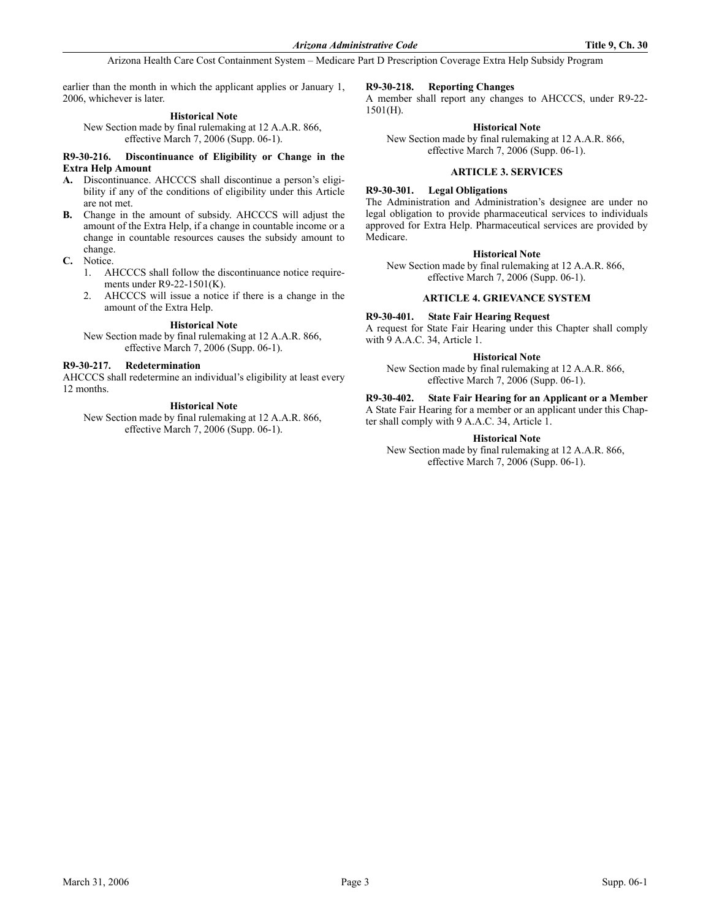earlier than the month in which the applicant applies or January 1, 2006, whichever is later.

**Historical Note**

New Section made by final rulemaking at 12 A.A.R. 866, effective March 7, 2006 (Supp. 06-1).

**R9-30-216. Discontinuance of Eligibility or Change in the Extra Help Amount**

**A.** Discontinuance. AHCCCS shall discontinue a person's eligibility if any of the conditions of eligibility under this Article are not met.

**B.** Change in the amount of subsidy. AHCCCS will adjust the amount of the Extra Help, if a change in countable income or a change in countable resources causes the subsidy amount to change.

**C.** Notice.
1. AHCCCS shall follow the discontinuance notice requirements under R9-22-1501(K).
2. AHCCCS will issue a notice if there is a change in the amount of the Extra Help.

**Historical Note**

New Section made by final rulemaking at 12 A.A.R. 866, effective March 7, 2006 (Supp. 06-1).

**R9-30-217. Redetermination**

AHCCCS shall redetermine an individual's eligibility at least every 12 months.

**Historical Note**

New Section made by final rulemaking at 12 A.A.R. 866, effective March 7, 2006 (Supp. 06-1).

**R9-30-218. Reporting Changes**

A member shall report any changes to AHCCCS, under R9-22-1501(H).

**Historical Note**

New Section made by final rulemaking at 12 A.A.R. 866, effective March 7, 2006 (Supp. 06-1).

## ARTICLE 3. SERVICES

**R9-30-301. Legal Obligations**

The Administration and Administration's designee are under no legal obligation to provide pharmaceutical services to individuals approved for Extra Help. Pharmaceutical services are provided by Medicare.

**Historical Note**

New Section made by final rulemaking at 12 A.A.R. 866, effective March 7, 2006 (Supp. 06-1).

## ARTICLE 4. GRIEVANCE SYSTEM

**R9-30-401. State Fair Hearing Request**

A request for State Fair Hearing under this Chapter shall comply with 9 A.A.C. 34, Article 1.

**Historical Note**

New Section made by final rulemaking at 12 A.A.R. 866, effective March 7, 2006 (Supp. 06-1).

**R9-30-402. State Fair Hearing for an Applicant or a Member**

A State Fair Hearing for a member or an applicant under this Chapter shall comply with 9 A.A.C. 34, Article 1.

**Historical Note**

New Section made by final rulemaking at 12 A.A.R. 866, effective March 7, 2006 (Supp. 06-1).